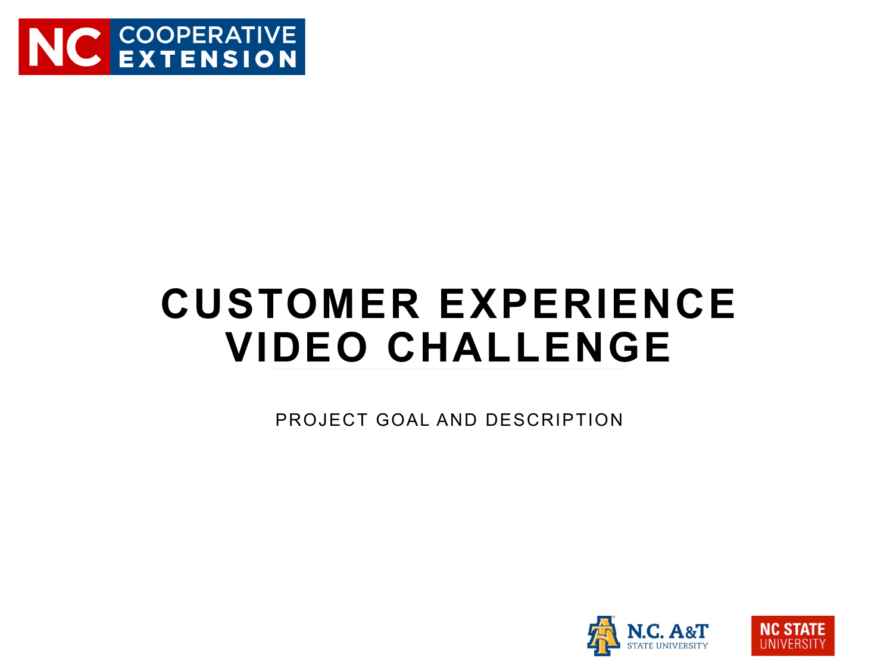NC COOPERATIVE EXTENSION

# CUSTOMER EXPERIENCE VIDEO CHALLENGE

PROJECT GOAL AND DESCRIPTION

N.C. A&T STATE UNIVERSITY

NC STATE UNIVERSITY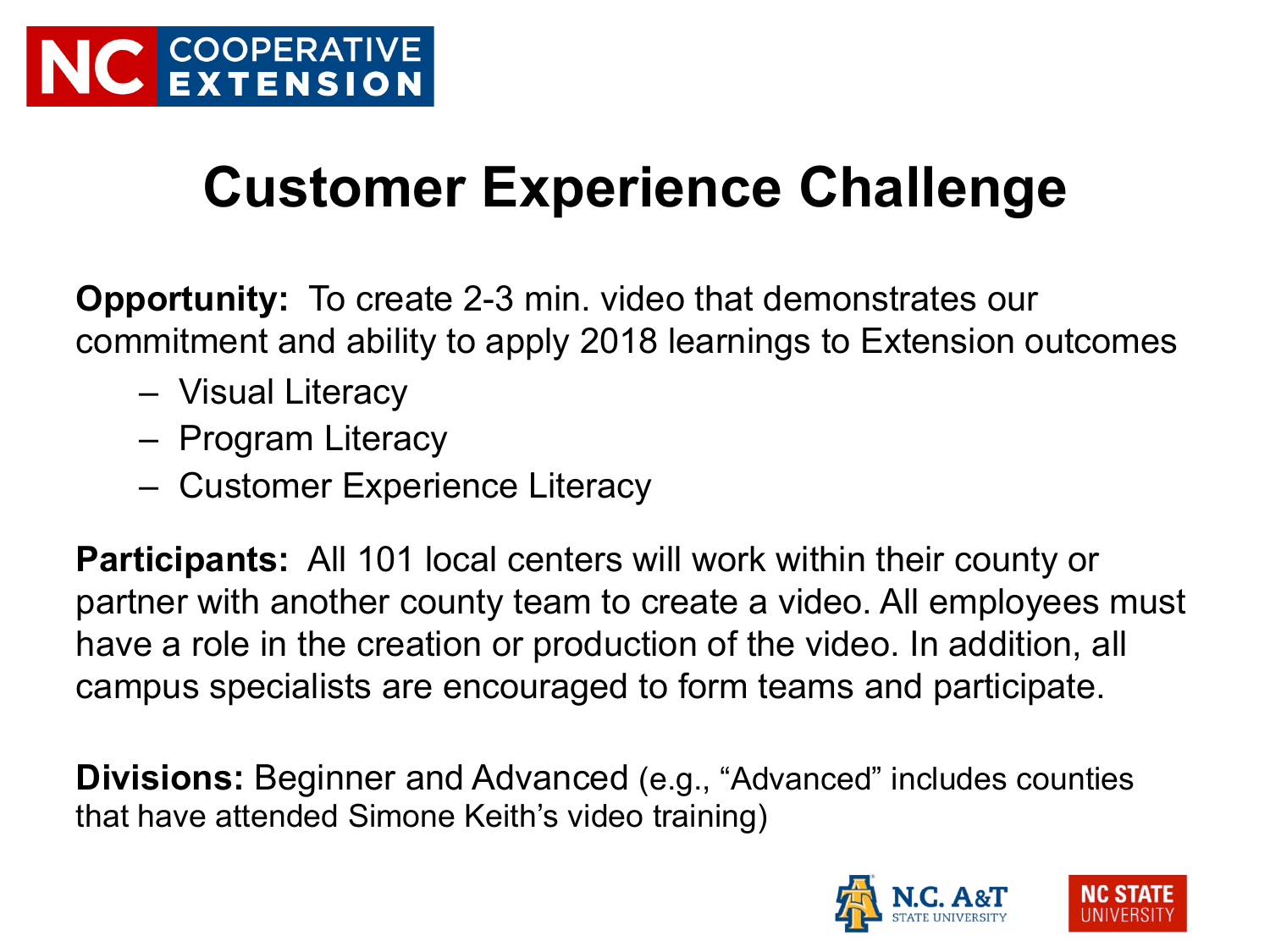# Customer Experience Challenge

**Opportunity:** To create 2-3 min. video that demonstrates our commitment and ability to apply 2018 learnings to Extension outcomes

- Visual Literacy
- Program Literacy
- Customer Experience Literacy

**Participants:** All 101 local centers will work within their county or partner with another county team to create a video. All employees must have a role in the creation or production of the video. In addition, all campus specialists are encouraged to form teams and participate.

**Divisions:** Beginner and Advanced (e.g., "Advanced" includes counties that have attended Simone Keith's video training)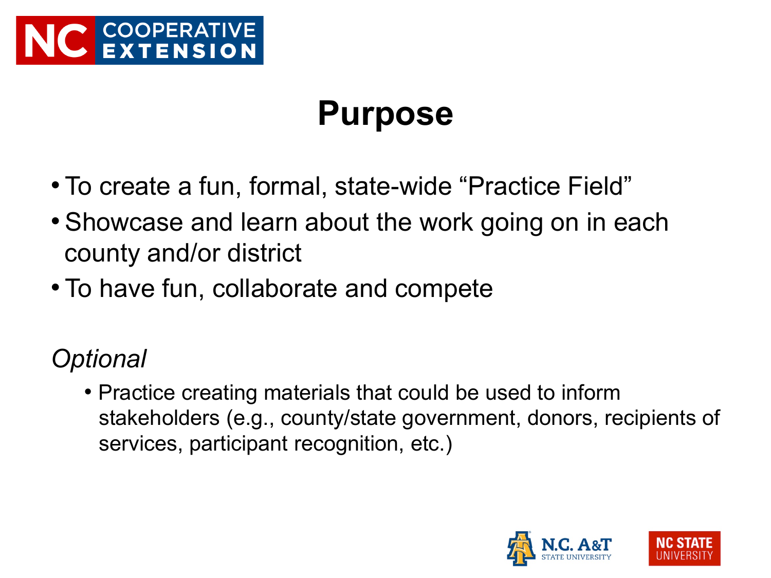# Purpose

- To create a fun, formal, state-wide "Practice Field"
- Showcase and learn about the work going on in each county and/or district
- To have fun, collaborate and compete

*Optional*

- Practice creating materials that could be used to inform stakeholders (e.g., county/state government, donors, recipients of services, participant recognition, etc.)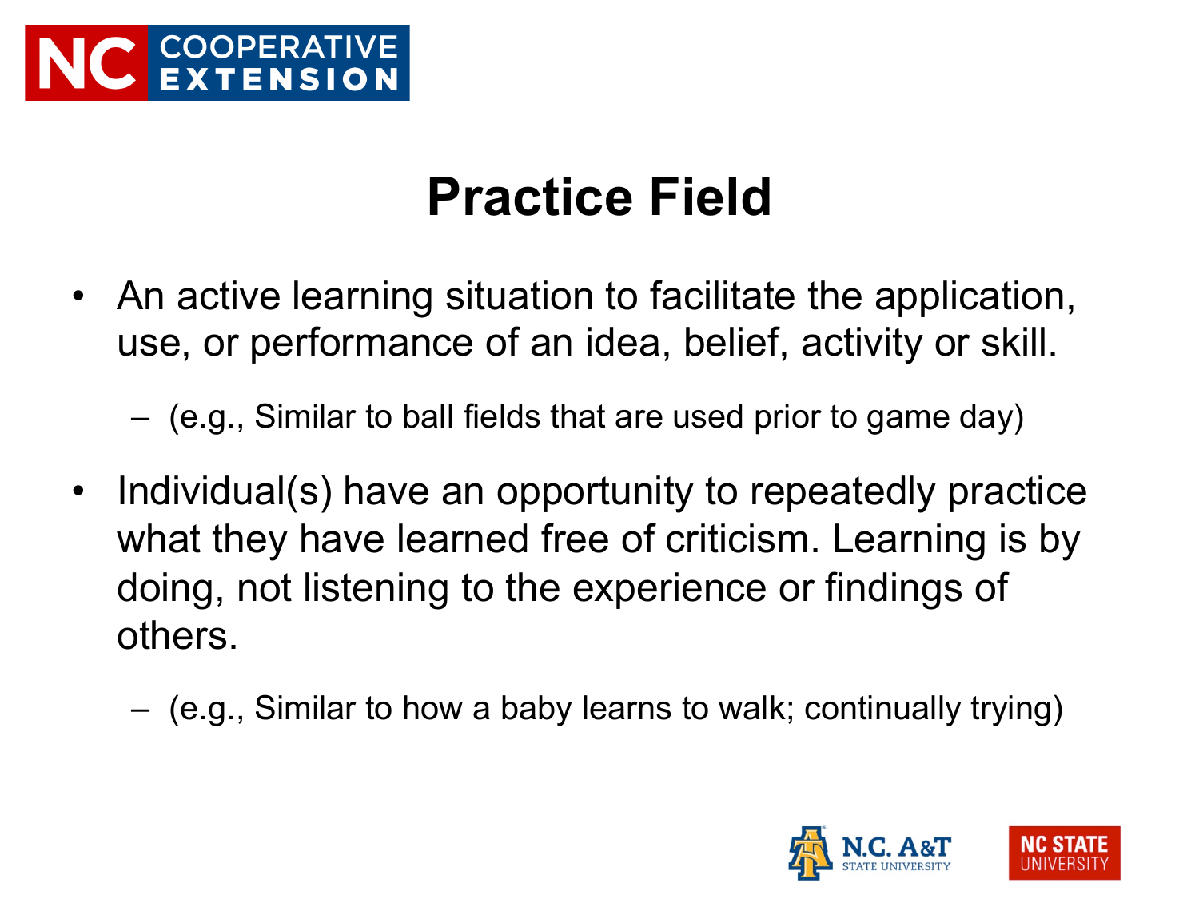# Practice Field

- An active learning situation to facilitate the application, use, or performance of an idea, belief, activity or skill.
  - (e.g., Similar to ball fields that are used prior to game day)
- Individual(s) have an opportunity to repeatedly practice what they have learned free of criticism. Learning is by doing, not listening to the experience or findings of others.
  - (e.g., Similar to how a baby learns to walk; continually trying)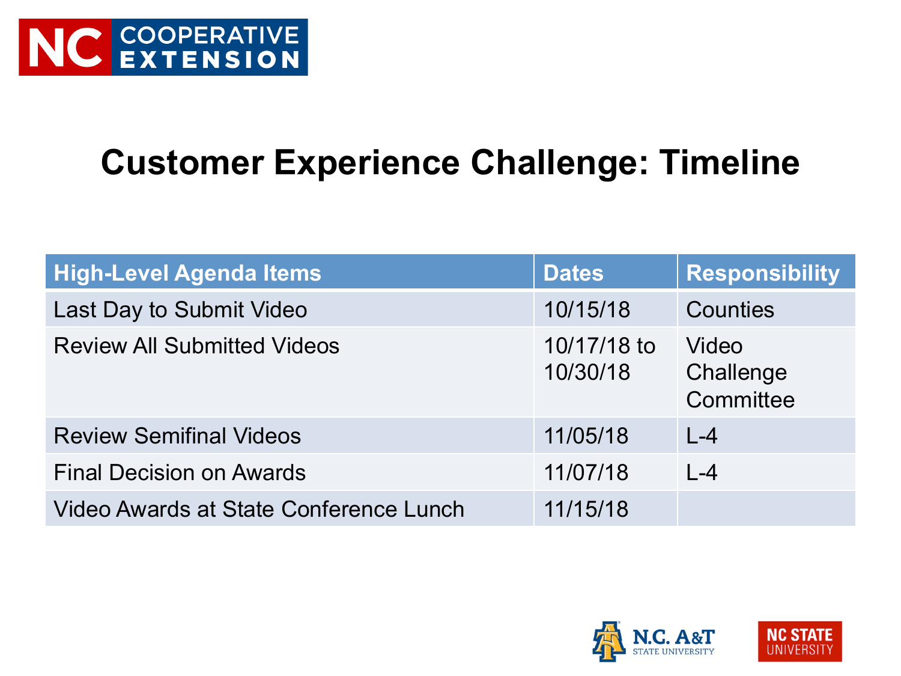# Customer Experience Challenge: Timeline

| High-Level Agenda Items | Dates | Responsibility |
| --- | --- | --- |
| Last Day to Submit Video | 10/15/18 | Counties |
| Review All Submitted Videos | 10/17/18 to 10/30/18 | Video Challenge Committee |
| Review Semifinal Videos | 11/05/18 | L-4 |
| Final Decision on Awards | 11/07/18 | L-4 |
| Video Awards at State Conference Lunch | 11/15/18 | |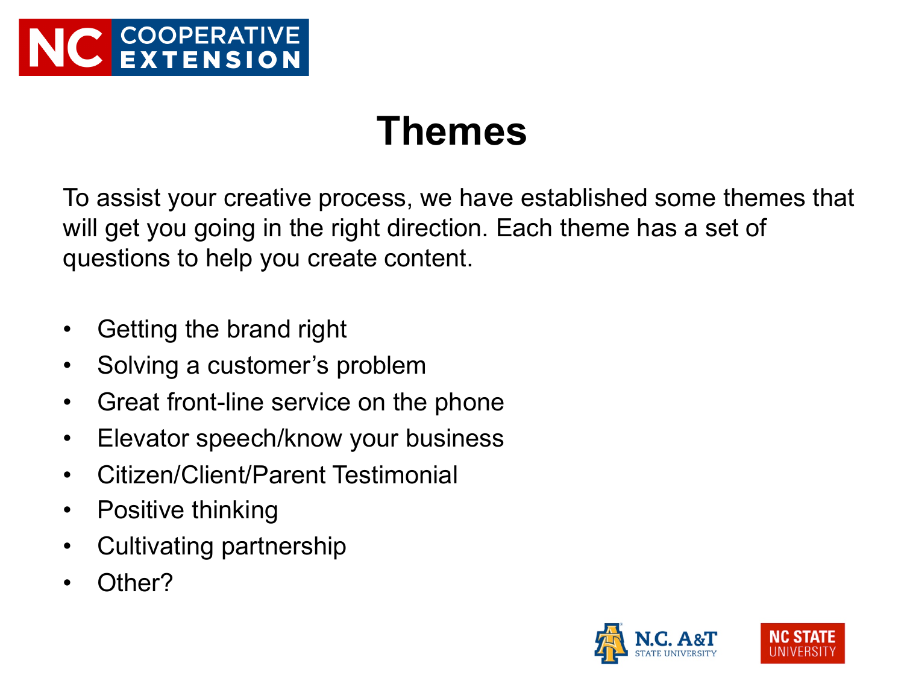# Themes

To assist your creative process, we have established some themes that will get you going in the right direction. Each theme has a set of questions to help you create content.

- Getting the brand right
- Solving a customer's problem
- Great front-line service on the phone
- Elevator speech/know your business
- Citizen/Client/Parent Testimonial
- Positive thinking
- Cultivating partnership
- Other?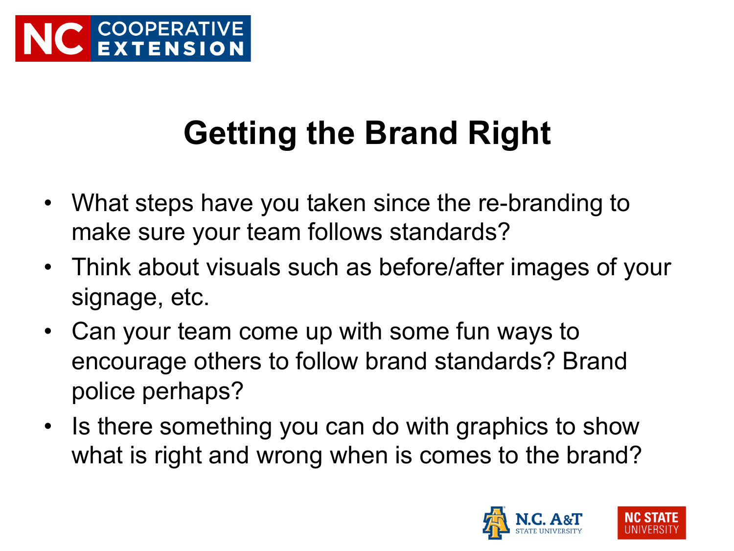# Getting the Brand Right

- What steps have you taken since the re-branding to make sure your team follows standards?
- Think about visuals such as before/after images of your signage, etc.
- Can your team come up with some fun ways to encourage others to follow brand standards? Brand police perhaps?
- Is there something you can do with graphics to show what is right and wrong when is comes to the brand?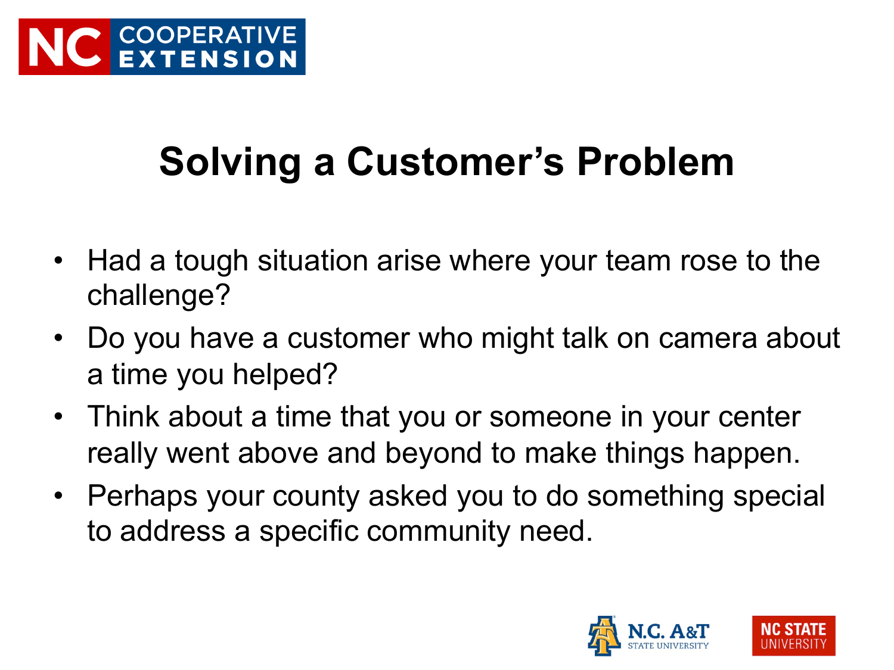# Solving a Customer's Problem

- Had a tough situation arise where your team rose to the challenge?
- Do you have a customer who might talk on camera about a time you helped?
- Think about a time that you or someone in your center really went above and beyond to make things happen.
- Perhaps your county asked you to do something special to address a specific community need.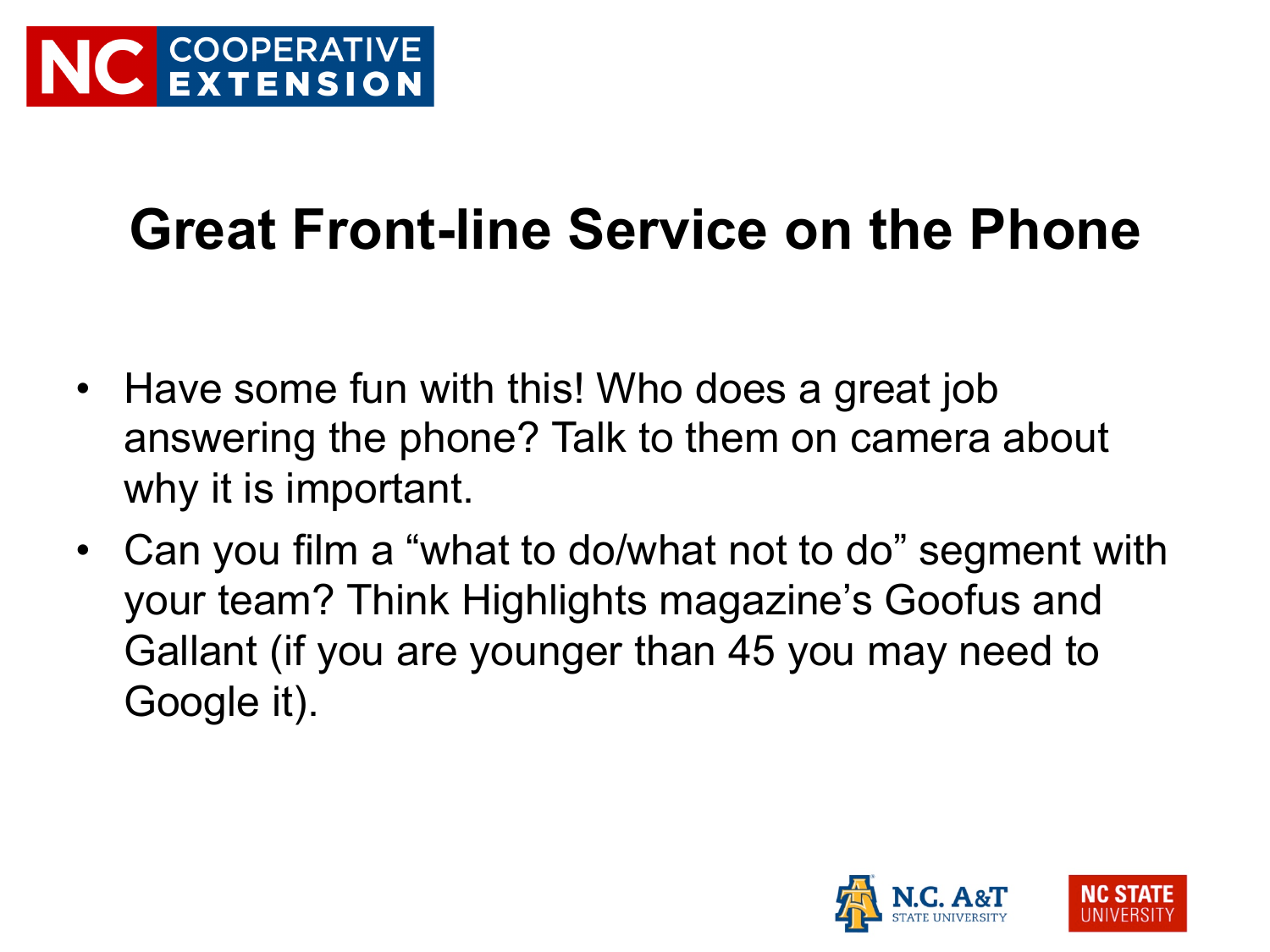# Great Front-line Service on the Phone

- Have some fun with this! Who does a great job answering the phone? Talk to them on camera about why it is important.
- Can you film a “what to do/what not to do” segment with your team? Think Highlights magazine’s Goofus and Gallant (if you are younger than 45 you may need to Google it).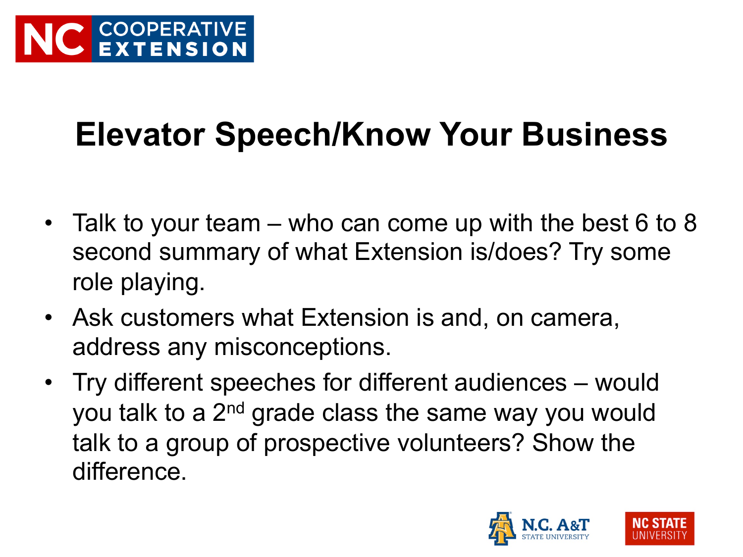# Elevator Speech/Know Your Business

- Talk to your team – who can come up with the best 6 to 8 second summary of what Extension is/does? Try some role playing.
- Ask customers what Extension is and, on camera, address any misconceptions.
- Try different speeches for different audiences – would you talk to a 2nd grade class the same way you would talk to a group of prospective volunteers? Show the difference.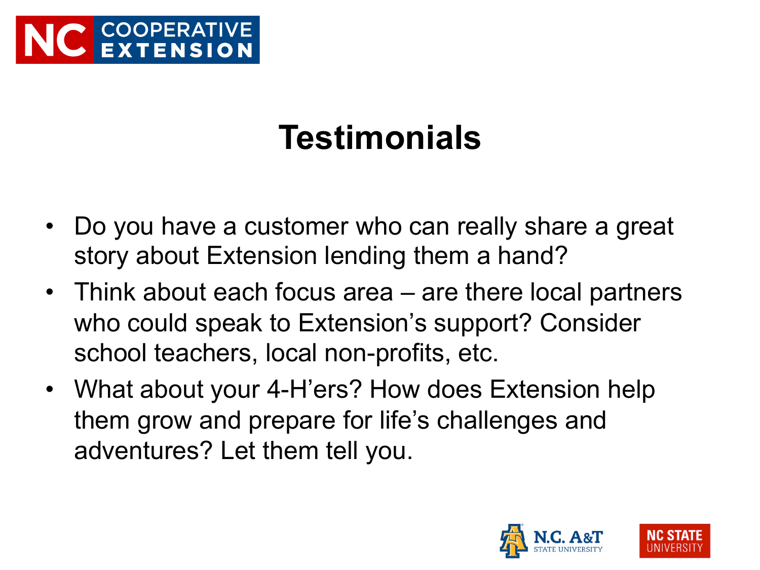# Testimonials

- Do you have a customer who can really share a great story about Extension lending them a hand?
- Think about each focus area – are there local partners who could speak to Extension's support? Consider school teachers, local non-profits, etc.
- What about your 4-H'ers? How does Extension help them grow and prepare for life's challenges and adventures? Let them tell you.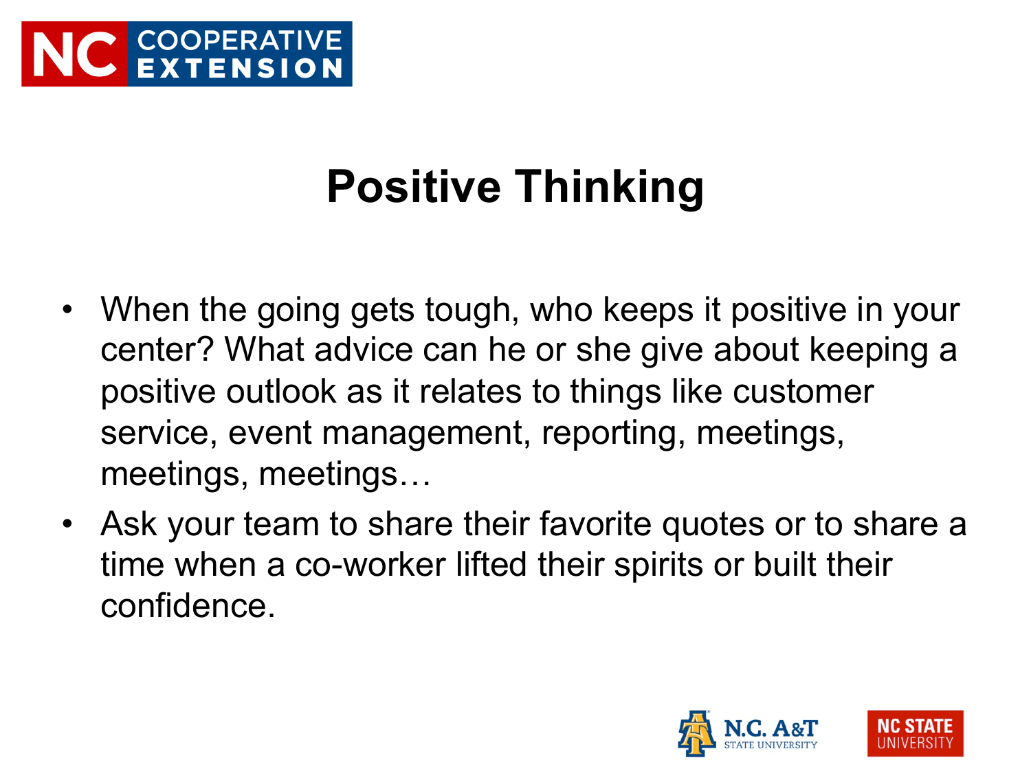# Positive Thinking

- When the going gets tough, who keeps it positive in your center? What advice can he or she give about keeping a positive outlook as it relates to things like customer service, event management, reporting, meetings, meetings, meetings…
- Ask your team to share their favorite quotes or to share a time when a co-worker lifted their spirits or built their confidence.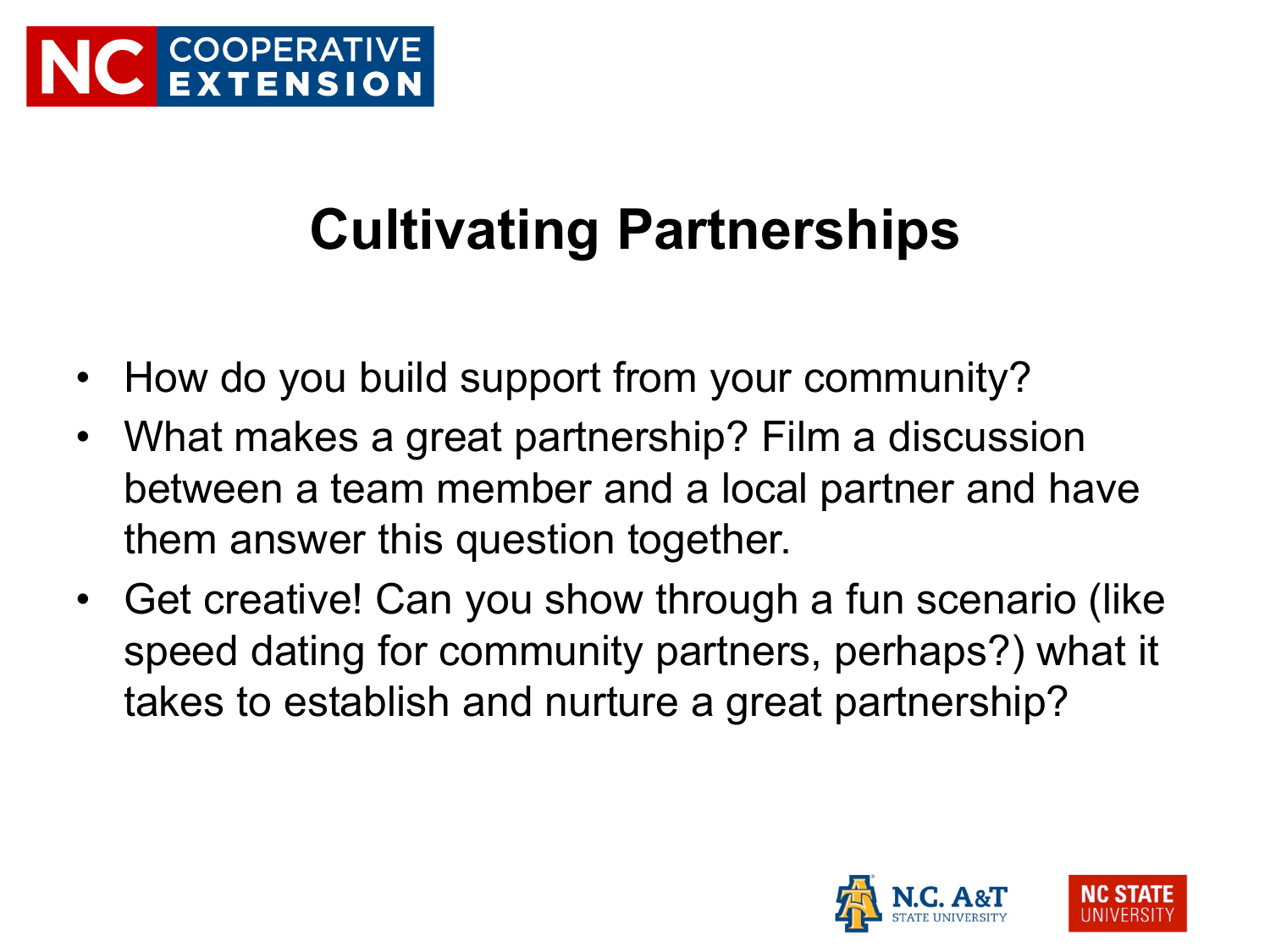# Cultivating Partnerships

- How do you build support from your community?
- What makes a great partnership? Film a discussion between a team member and a local partner and have them answer this question together.
- Get creative! Can you show through a fun scenario (like speed dating for community partners, perhaps?) what it takes to establish and nurture a great partnership?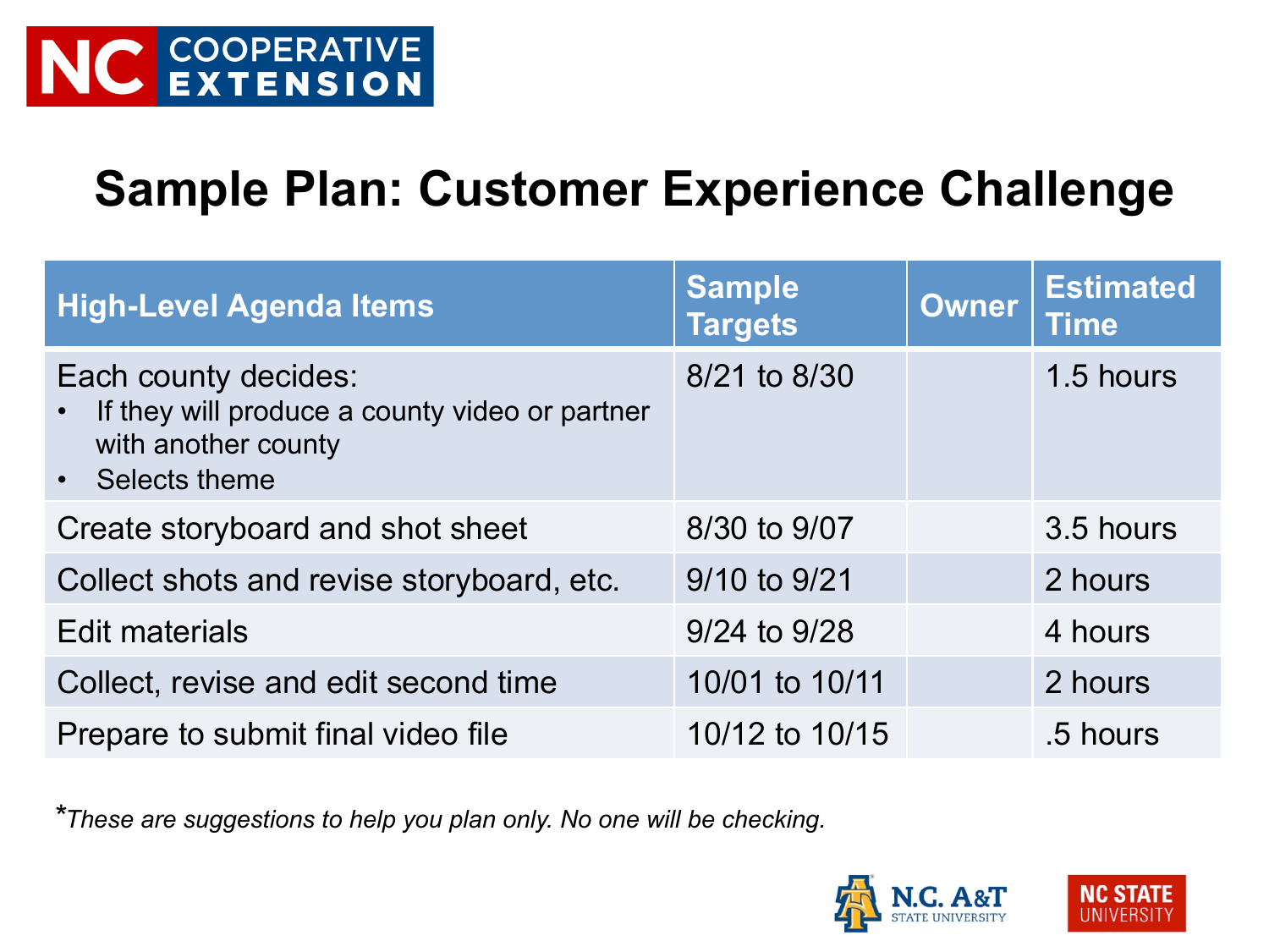# Sample Plan: Customer Experience Challenge

| High-Level Agenda Items | Sample Targets | Owner | Estimated Time |
|---|---|---|---|
| Each county decides:<br>• If they will produce a county video or partner with another county<br>• Selects theme | 8/21 to 8/30 | | 1.5 hours |
| Create storyboard and shot sheet | 8/30 to 9/07 | | 3.5 hours |
| Collect shots and revise storyboard, etc. | 9/10 to 9/21 | | 2 hours |
| Edit materials | 9/24 to 9/28 | | 4 hours |
| Collect, revise and edit second time | 10/01 to 10/11 | | 2 hours |
| Prepare to submit final video file | 10/12 to 10/15 | | .5 hours |

*These are suggestions to help you plan only. No one will be checking.*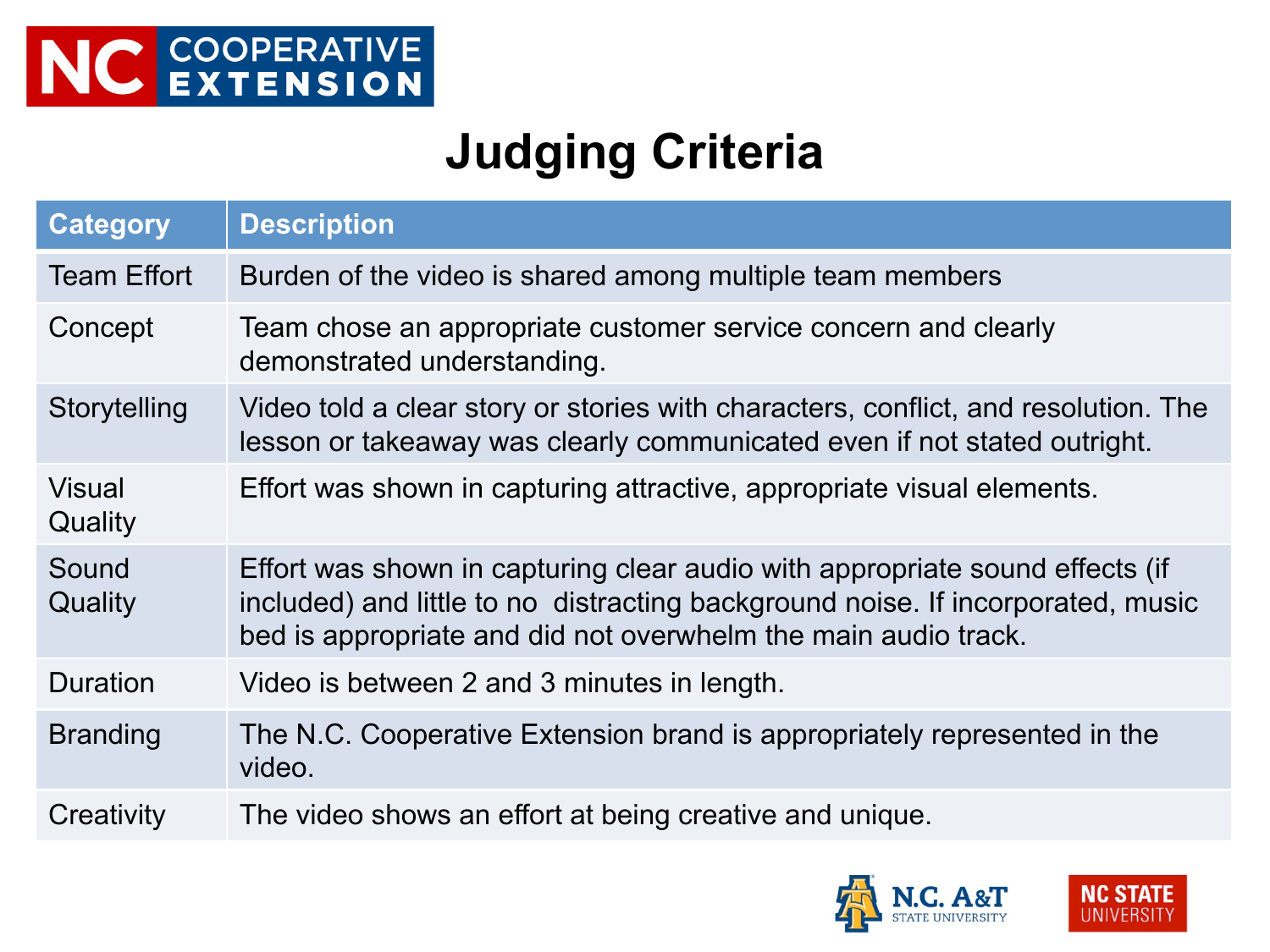# Judging Criteria

| Category | Description |
| --- | --- |
| Team Effort | Burden of the video is shared among multiple team members |
| Concept | Team chose an appropriate customer service concern and clearly demonstrated understanding. |
| Storytelling | Video told a clear story or stories with characters, conflict, and resolution. The lesson or takeaway was clearly communicated even if not stated outright. |
| Visual Quality | Effort was shown in capturing attractive, appropriate visual elements. |
| Sound Quality | Effort was shown in capturing clear audio with appropriate sound effects (if included) and little to no distracting background noise. If incorporated, music bed is appropriate and did not overwhelm the main audio track. |
| Duration | Video is between 2 and 3 minutes in length. |
| Branding | The N.C. Cooperative Extension brand is appropriately represented in the video. |
| Creativity | The video shows an effort at being creative and unique. |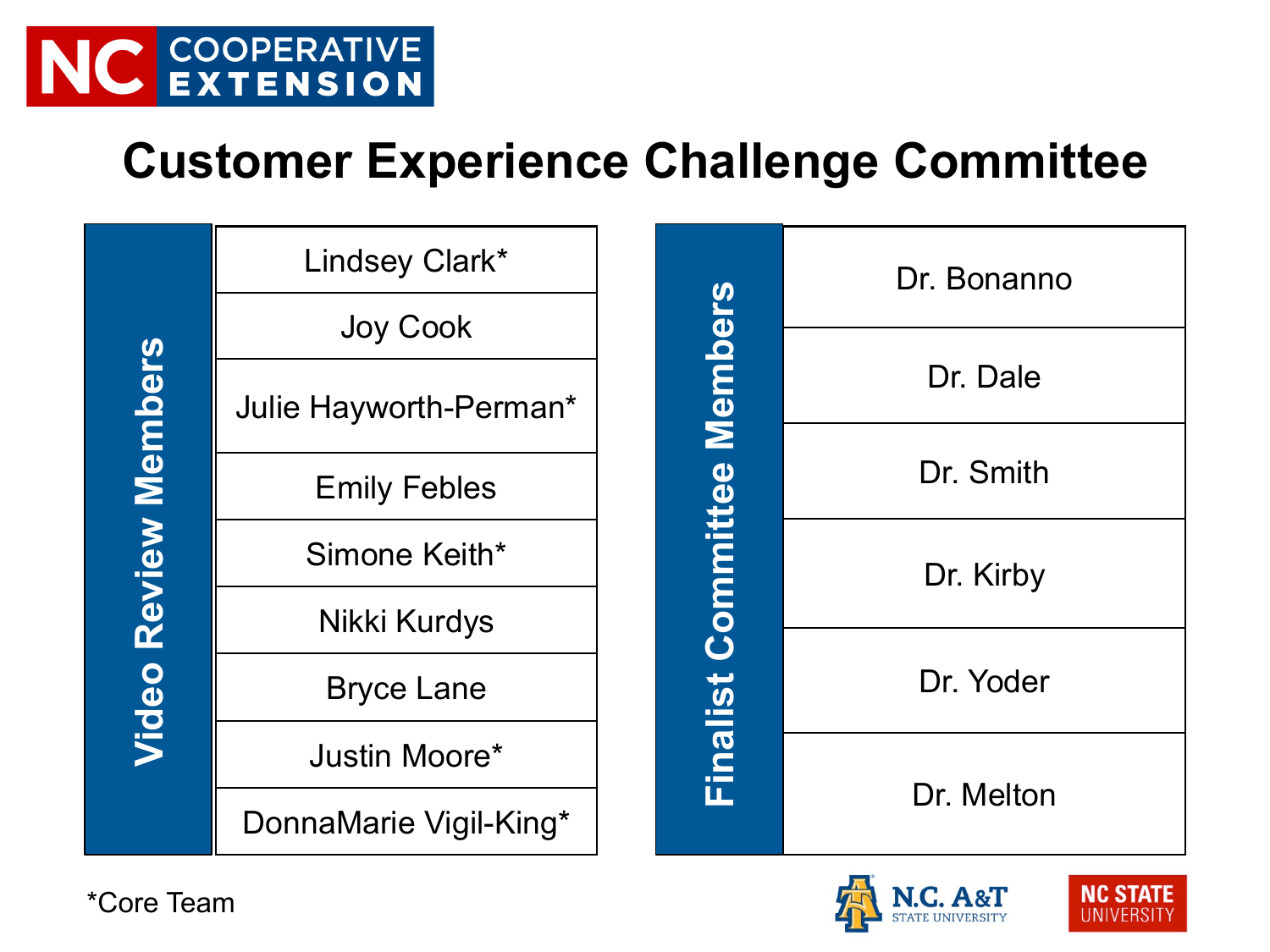NC COOPERATIVE EXTENSION

# Customer Experience Challenge Committee

| Video Review Members |
| --- |
| Lindsey Clark* |
| Joy Cook |
| Julie Hayworth-Perman* |
| Emily Febles |
| Simone Keith* |
| Nikki Kurdys |
| Bryce Lane |
| Justin Moore* |
| DonnaMarie Vigil-King* |

| Finalist Committee Members |
| --- |
| Dr. Bonanno |
| Dr. Dale |
| Dr. Smith |
| Dr. Kirby |
| Dr. Yoder |
| Dr. Melton |

*Core Team

N.C. A&T STATE UNIVERSITY

NC STATE UNIVERSITY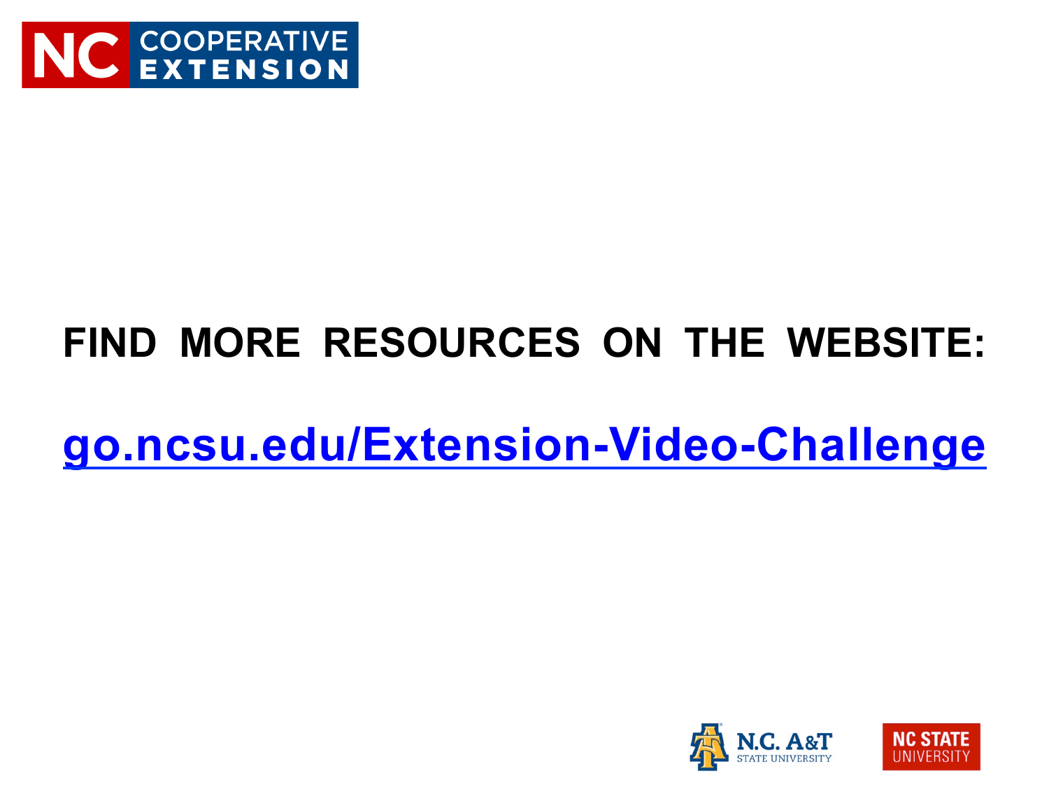NC COOPERATIVE EXTENSION

**FIND MORE RESOURCES ON THE WEBSITE:**

[go.ncsu.edu/Extension-Video-Challenge](go.ncsu.edu/Extension-Video-Challenge)

N.C. A&T STATE UNIVERSITY

NC STATE UNIVERSITY